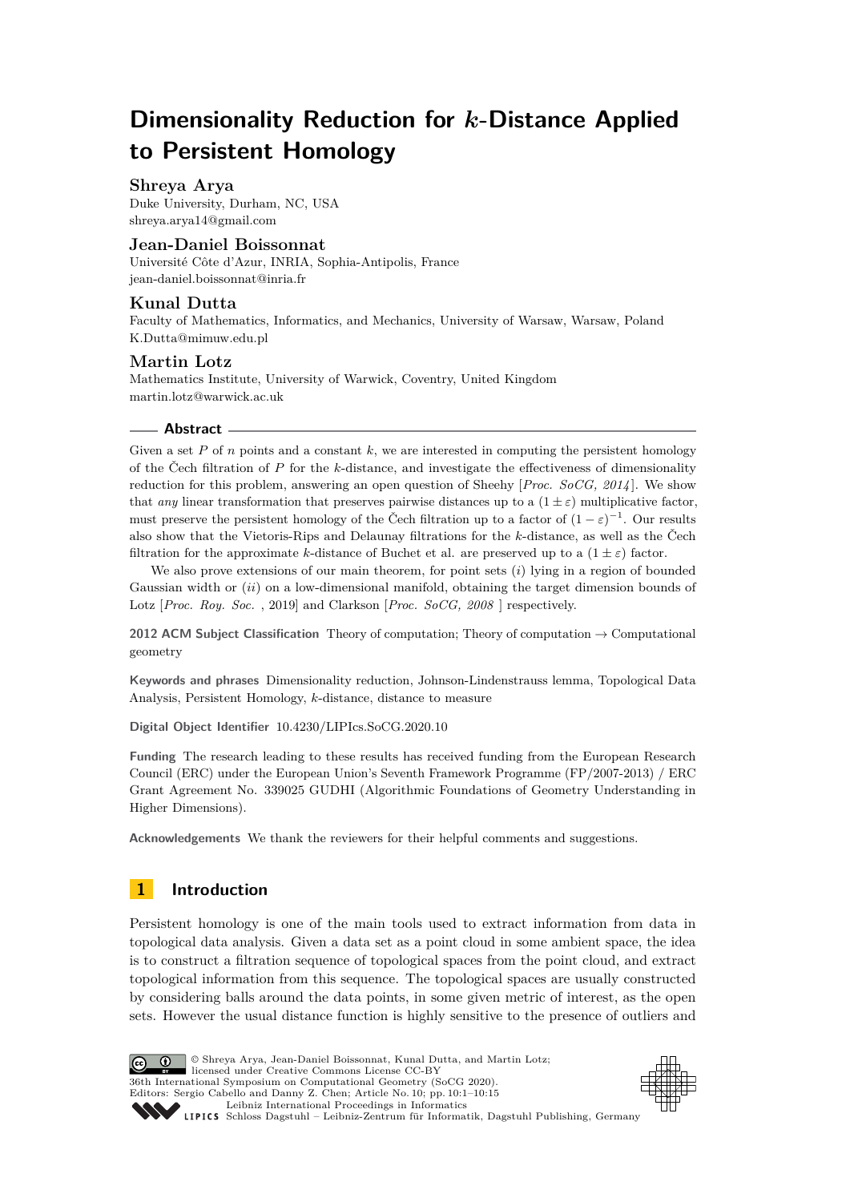# Dimensionality Reduction for $k$-Distance Applied to Persistent Homology

**Shreya Arya**
Duke University, Durham, NC, USA
shreya.arya14@gmail.com

**Jean-Daniel Boissonnat**
Université Côte d'Azur, INRIA, Sophia-Antipolis, France
jean-daniel.boissonnat@inria.fr

**Kunal Dutta**
Faculty of Mathematics, Informatics, and Mechanics, University of Warsaw, Warsaw, Poland
K.Dutta@mimuw.edu.pl

**Martin Lotz**
Mathematics Institute, University of Warwick, Coventry, United Kingdom
martin.lotz@warwick.ac.uk

## Abstract

Given a set $P$ of $n$ points and a constant $k$, we are interested in computing the persistent homology of the Čech filtration of $P$ for the $k$-distance, and investigate the effectiveness of dimensionality reduction for this problem, answering an open question of Sheehy [*Proc. SoCG, 2014*]. We show that *any* linear transformation that preserves pairwise distances up to a $(1 \pm \varepsilon)$ multiplicative factor, must preserve the persistent homology of the Čech filtration up to a factor of $(1 - \varepsilon)^{-1}$. Our results also show that the Vietoris-Rips and Delaunay filtrations for the $k$-distance, as well as the Čech filtration for the approximate $k$-distance of Buchet et al. are preserved up to a $(1 \pm \varepsilon)$ factor.

We also prove extensions of our main theorem, for point sets $(i)$ lying in a region of bounded Gaussian width or $(ii)$ on a low-dimensional manifold, obtaining the target dimension bounds of Lotz [*Proc. Roy. Soc.* , 2019] and Clarkson [*Proc. SoCG, 2008* ] respectively.

**2012 ACM Subject Classification** Theory of computation; Theory of computation → Computational geometry

**Keywords and phrases** Dimensionality reduction, Johnson-Lindenstrauss lemma, Topological Data Analysis, Persistent Homology, $k$-distance, distance to measure

**Digital Object Identifier** 10.4230/LIPIcs.SoCG.2020.10

**Funding** The research leading to these results has received funding from the European Research Council (ERC) under the European Union's Seventh Framework Programme (FP/2007-2013) / ERC Grant Agreement No. 339025 GUDHI (Algorithmic Foundations of Geometry Understanding in Higher Dimensions).

**Acknowledgements** We thank the reviewers for their helpful comments and suggestions.

## 1 Introduction

Persistent homology is one of the main tools used to extract information from data in topological data analysis. Given a data set as a point cloud in some ambient space, the idea is to construct a filtration sequence of topological spaces from the point cloud, and extract topological information from this sequence. The topological spaces are usually constructed by considering balls around the data points, in some given metric of interest, as the open sets. However the usual distance function is highly sensitive to the presence of outliers and

© Shreya Arya, Jean-Daniel Boissonnat, Kunal Dutta, and Martin Lotz; licensed under Creative Commons License CC-BY
36th International Symposium on Computational Geometry (SoCG 2020).
Editors: Sergio Cabello and Danny Z. Chen; Article No. 10; pp. 10:1–10:15
Leibniz International Proceedings in Informatics
Schloss Dagstuhl – Leibniz-Zentrum für Informatik, Dagstuhl Publishing, Germany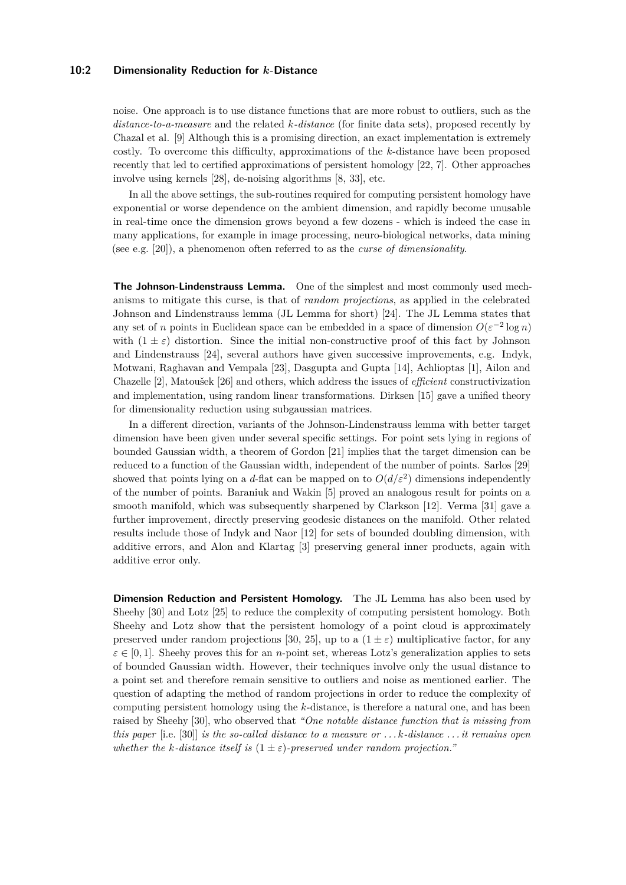noise. One approach is to use distance functions that are more robust to outliers, such as the *distance-to-a-measure* and the related *k-distance* (for finite data sets), proposed recently by Chazal et al. [9] Although this is a promising direction, an exact implementation is extremely costly. To overcome this difficulty, approximations of the $k$-distance have been proposed recently that led to certified approximations of persistent homology [22, 7]. Other approaches involve using kernels [28], de-noising algorithms [8, 33], etc.

In all the above settings, the sub-routines required for computing persistent homology have exponential or worse dependence on the ambient dimension, and rapidly become unusable in real-time once the dimension grows beyond a few dozens - which is indeed the case in many applications, for example in image processing, neuro-biological networks, data mining (see e.g. [20]), a phenomenon often referred to as the *curse of dimensionality*.

**The Johnson-Lindenstrauss Lemma.** One of the simplest and most commonly used mechanisms to mitigate this curse, is that of *random projections*, as applied in the celebrated Johnson and Lindenstrauss lemma (JL Lemma for short) [24]. The JL Lemma states that any set of $n$ points in Euclidean space can be embedded in a space of dimension $O(\varepsilon^{-2} \log n)$ with $(1 \pm \varepsilon)$ distortion. Since the initial non-constructive proof of this fact by Johnson and Lindenstrauss [24], several authors have given successive improvements, e.g. Indyk, Motwani, Raghavan and Vempala [23], Dasgupta and Gupta [14], Achlioptas [1], Ailon and Chazelle [2], Matoušek [26] and others, which address the issues of *efficient* constructivization and implementation, using random linear transformations. Dirksen [15] gave a unified theory for dimensionality reduction using subgaussian matrices.

In a different direction, variants of the Johnson-Lindenstrauss lemma with better target dimension have been given under several specific settings. For point sets lying in regions of bounded Gaussian width, a theorem of Gordon [21] implies that the target dimension can be reduced to a function of the Gaussian width, independent of the number of points. Sarlos [29] showed that points lying on a $d$-flat can be mapped on to $O(d/\varepsilon^2)$ dimensions independently of the number of points. Baraniuk and Wakin [5] proved an analogous result for points on a smooth manifold, which was subsequently sharpened by Clarkson [12]. Verma [31] gave a further improvement, directly preserving geodesic distances on the manifold. Other related results include those of Indyk and Naor [12] for sets of bounded doubling dimension, with additive errors, and Alon and Klartag [3] preserving general inner products, again with additive error only.

**Dimension Reduction and Persistent Homology.** The JL Lemma has also been used by Sheehy [30] and Lotz [25] to reduce the complexity of computing persistent homology. Both Sheehy and Lotz show that the persistent homology of a point cloud is approximately preserved under random projections [30, 25], up to a $(1 \pm \varepsilon)$ multiplicative factor, for any $\varepsilon \in [0, 1]$. Sheehy proves this for an $n$-point set, whereas Lotz's generalization applies to sets of bounded Gaussian width. However, their techniques involve only the usual distance to a point set and therefore remain sensitive to outliers and noise as mentioned earlier. The question of adapting the method of random projections in order to reduce the complexity of computing persistent homology using the $k$-distance, is therefore a natural one, and has been raised by Sheehy [30], who observed that *"One notable distance function that is missing from this paper* [i.e. [30]] *is the so-called distance to a measure or ... k-distance ... it remains open whether the k-distance itself is $(1 \pm \varepsilon)$-preserved under random projection."*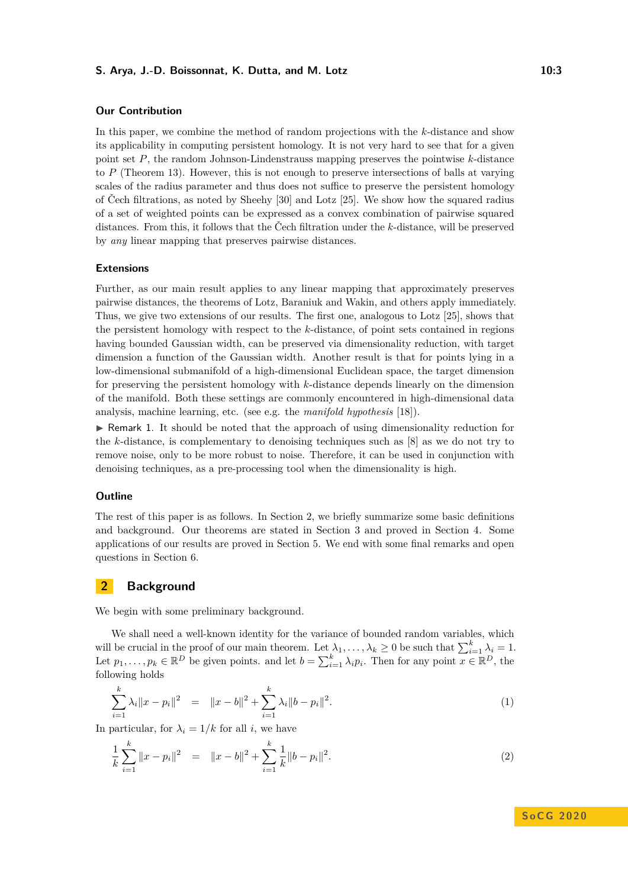### Our Contribution

In this paper, we combine the method of random projections with the $k$-distance and show its applicability in computing persistent homology. It is not very hard to see that for a given point set $P$, the random Johnson-Lindenstrauss mapping preserves the pointwise $k$-distance to $P$ (Theorem 13). However, this is not enough to preserve intersections of balls at varying scales of the radius parameter and thus does not suffice to preserve the persistent homology of Čech filtrations, as noted by Sheehy [30] and Lotz [25]. We show how the squared radius of a set of weighted points can be expressed as a convex combination of pairwise squared distances. From this, it follows that the Čech filtration under the $k$-distance, will be preserved by *any* linear mapping that preserves pairwise distances.

### Extensions

Further, as our main result applies to any linear mapping that approximately preserves pairwise distances, the theorems of Lotz, Baraniuk and Wakin, and others apply immediately. Thus, we give two extensions of our results. The first one, analogous to Lotz [25], shows that the persistent homology with respect to the $k$-distance, of point sets contained in regions having bounded Gaussian width, can be preserved via dimensionality reduction, with target dimension a function of the Gaussian width. Another result is that for points lying in a low-dimensional submanifold of a high-dimensional Euclidean space, the target dimension for preserving the persistent homology with $k$-distance depends linearly on the dimension of the manifold. Both these settings are commonly encountered in high-dimensional data analysis, machine learning, etc. (see e.g. the *manifold hypothesis* [18]).

▶ Remark 1. It should be noted that the approach of using dimensionality reduction for the $k$-distance, is complementary to denoising techniques such as [8] as we do not try to remove noise, only to be more robust to noise. Therefore, it can be used in conjunction with denoising techniques, as a pre-processing tool when the dimensionality is high.

### Outline

The rest of this paper is as follows. In Section 2, we briefly summarize some basic definitions and background. Our theorems are stated in Section 3 and proved in Section 4. Some applications of our results are proved in Section 5. We end with some final remarks and open questions in Section 6.

## 2 Background

We begin with some preliminary background.

We shall need a well-known identity for the variance of bounded random variables, which will be crucial in the proof of our main theorem. Let $\lambda_1, \ldots, \lambda_k \geq 0$ be such that $\sum_{i=1}^{k} \lambda_i = 1$. Let $p_1, \ldots, p_k \in \mathbb{R}^D$ be given points. and let $b = \sum_{i=1}^{k} \lambda_i p_i$. Then for any point $x \in \mathbb{R}^D$, the following holds

$$\sum_{i=1}^{k} \lambda_i \|x - p_i\|^2 \quad = \quad \|x - b\|^2 + \sum_{i=1}^{k} \lambda_i \|b - p_i\|^2. \tag{1}$$

In particular, for $\lambda_i = 1/k$ for all $i$, we have

$$\frac{1}{k} \sum_{i=1}^{k} \|x - p_i\|^2 \quad = \quad \|x - b\|^2 + \sum_{i=1}^{k} \frac{1}{k} \|b - p_i\|^2. \tag{2}$$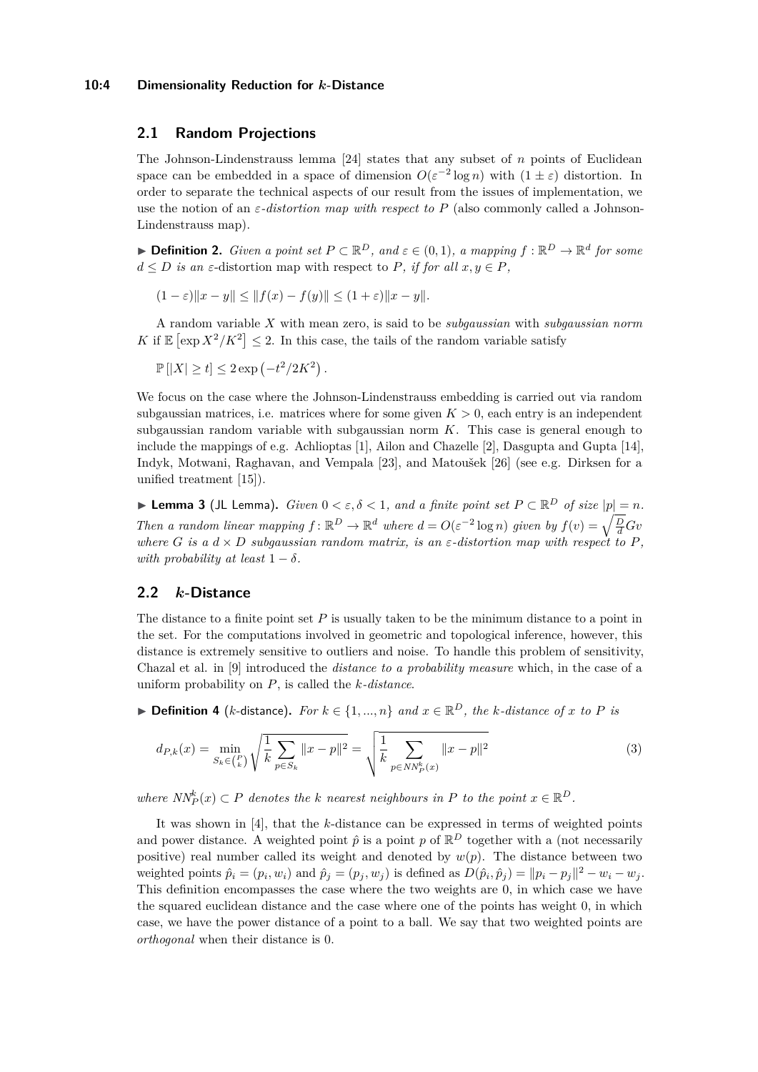## 2.1 Random Projections

The Johnson-Lindenstrauss lemma [24] states that any subset of $n$ points of Euclidean space can be embedded in a space of dimension $O(\varepsilon^{-2}\log n)$ with $(1 \pm \varepsilon)$ distortion. In order to separate the technical aspects of our result from the issues of implementation, we use the notion of an *$\varepsilon$-distortion map with respect to $P$* (also commonly called a Johnson-Lindenstrauss map).

▶ **Definition 2.** *Given a point set $P \subset \mathbb{R}^D$, and $\varepsilon \in (0,1)$, a mapping $f: \mathbb{R}^D \to \mathbb{R}^d$ for some $d \leq D$ is an $\varepsilon$-*distortion map with respect to $P$*, if for all $x, y \in P$,*

$$(1-\varepsilon)\|x-y\| \leq \|f(x)-f(y)\| \leq (1+\varepsilon)\|x-y\|.$$

A random variable $X$ with mean zero, is said to be *subgaussian* with *subgaussian norm* $K$ if $\mathbb{E}\left[\exp X^2/K^2\right] \leq 2$. In this case, the tails of the random variable satisfy

$$\mathbb{P}\left[|X| \geq t\right] \leq 2\exp\left(-t^2/2K^2\right).$$

We focus on the case where the Johnson-Lindenstrauss embedding is carried out via random subgaussian matrices, i.e. matrices where for some given $K > 0$, each entry is an independent subgaussian random variable with subgaussian norm $K$. This case is general enough to include the mappings of e.g. Achlioptas [1], Ailon and Chazelle [2], Dasgupta and Gupta [14], Indyk, Motwani, Raghavan, and Vempala [23], and Matoušek [26] (see e.g. Dirksen for a unified treatment [15]).

▶ **Lemma 3** (JL Lemma)**.** *Given $0 < \varepsilon, \delta < 1$, and a finite point set $P \subset \mathbb{R}^D$ of size $|p| = n$. Then a random linear mapping $f: \mathbb{R}^D \to \mathbb{R}^d$ where $d = O(\varepsilon^{-2}\log n)$ given by $f(v) = \sqrt{\frac{D}{d}}Gv$ where $G$ is a $d \times D$ subgaussian random matrix, is an $\varepsilon$-distortion map with respect to $P$, with probability at least $1-\delta$.*

## 2.2 $k$-Distance

The distance to a finite point set $P$ is usually taken to be the minimum distance to a point in the set. For the computations involved in geometric and topological inference, however, this distance is extremely sensitive to outliers and noise. To handle this problem of sensitivity, Chazal et al. in [9] introduced the *distance to a probability measure* which, in the case of a uniform probability on $P$, is called the *$k$-distance*.

▶ **Definition 4** ($k$-distance)**.** *For $k \in \{1, ..., n\}$ and $x \in \mathbb{R}^D$, the $k$-distance of $x$ to $P$ is*

$$d_{P,k}(x) = \min_{S_k \in \binom{P}{k}} \sqrt{\frac{1}{k}\sum_{p \in S_k}\|x-p\|^2} = \sqrt{\frac{1}{k}\sum_{p \in NN_P^k(x)}\|x-p\|^2} \tag{3}$$

*where $NN_P^k(x) \subset P$ denotes the $k$ nearest neighbours in $P$ to the point $x \in \mathbb{R}^D$.*

It was shown in [4], that the $k$-distance can be expressed in terms of weighted points and power distance. A weighted point $\hat{p}$ is a point $p$ of $\mathbb{R}^D$ together with a (not necessarily positive) real number called its weight and denoted by $w(p)$. The distance between two weighted points $\hat{p}_i = (p_i, w_i)$ and $\hat{p}_j = (p_j, w_j)$ is defined as $D(\hat{p}_i, \hat{p}_j) = \|p_i - p_j\|^2 - w_i - w_j$. This definition encompasses the case where the two weights are 0, in which case we have the squared euclidean distance and the case where one of the points has weight 0, in which case, we have the power distance of a point to a ball. We say that two weighted points are *orthogonal* when their distance is 0.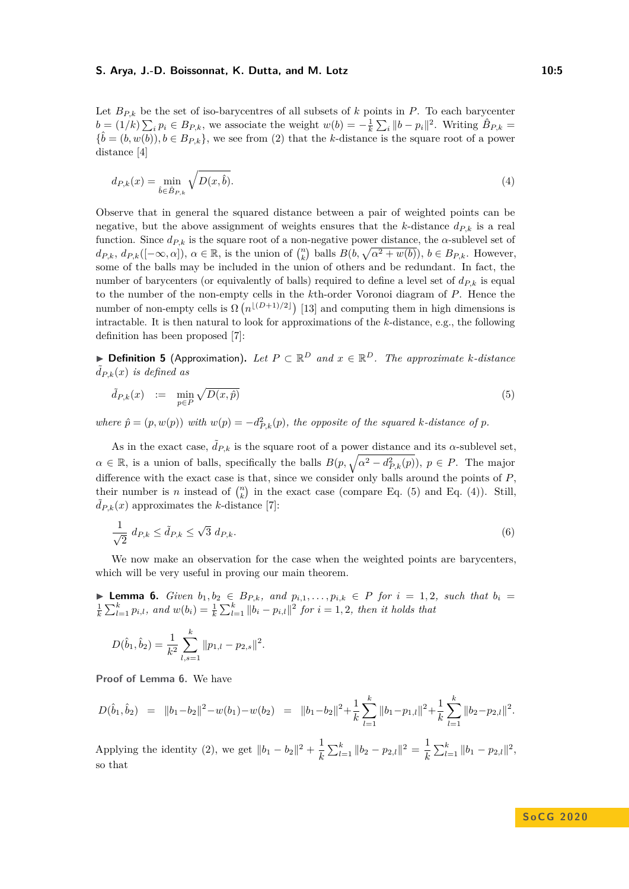Let $B_{P,k}$ be the set of iso-barycentres of all subsets of $k$ points in $P$. To each barycenter $b = (1/k)\sum_i p_i \in B_{P,k}$, we associate the weight $w(b) = -\frac{1}{k}\sum_i \|b - p_i\|^2$. Writing $\hat{B}_{P,k} = \{\hat{b} = (b, w(b)), b \in B_{P,k}\}$, we see from (2) that the $k$-distance is the square root of a power distance [4]

$$d_{P,k}(x) = \min_{\hat{b} \in \hat{B}_{P,k}} \sqrt{D(x, \hat{b})}. \tag{4}$$

Observe that in general the squared distance between a pair of weighted points can be negative, but the above assignment of weights ensures that the $k$-distance $d_{P,k}$ is a real function. Since $d_{P,k}$ is the square root of a non-negative power distance, the $\alpha$-sublevel set of $d_{P,k}$, $d_{P,k}([-\infty, \alpha])$, $\alpha \in \mathbb{R}$, is the union of $\binom{n}{k}$ balls $B(b, \sqrt{\alpha^2 + w(b)})$, $b \in B_{P,k}$. However, some of the balls may be included in the union of others and be redundant. In fact, the number of barycenters (or equivalently of balls) required to define a level set of $d_{P,k}$ is equal to the number of the non-empty cells in the $k$th-order Voronoi diagram of $P$. Hence the number of non-empty cells is $\Omega\left(n^{\lfloor (D+1)/2 \rfloor}\right)$ [13] and computing them in high dimensions is intractable. It is then natural to look for approximations of the $k$-distance, e.g., the following definition has been proposed [7]:

▶ **Definition 5** (Approximation). *Let $P \subset \mathbb{R}^D$ and $x \in \mathbb{R}^D$. The approximate $k$-distance $\tilde{d}_{P,k}(x)$ is defined as*

$$\tilde{d}_{P,k}(x) \quad := \quad \min_{p \in P} \sqrt{D(x, \hat{p})} \tag{5}$$

*where $\hat{p} = (p, w(p))$ with $w(p) = -d^2_{P,k}(p)$, the opposite of the squared $k$-distance of $p$.*

As in the exact case, $\tilde{d}_{P,k}$ is the square root of a power distance and its $\alpha$-sublevel set, $\alpha \in \mathbb{R}$, is a union of balls, specifically the balls $B(p, \sqrt{\alpha^2 - d^2_{P,k}(p)})$, $p \in P$. The major difference with the exact case is that, since we consider only balls around the points of $P$, their number is $n$ instead of $\binom{n}{k}$ in the exact case (compare Eq. (5) and Eq. (4)). Still, $\tilde{d}_{P,k}(x)$ approximates the $k$-distance [7]:

$$\frac{1}{\sqrt{2}}\, d_{P,k} \leq \tilde{d}_{P,k} \leq \sqrt{3}\, d_{P,k}. \tag{6}$$

We now make an observation for the case when the weighted points are barycenters, which will be very useful in proving our main theorem.

▶ **Lemma 6.** *Given $b_1, b_2 \in B_{P,k}$, and $p_{i,1}, \ldots, p_{i,k} \in P$ for $i = 1, 2$, such that $b_i = \frac{1}{k}\sum_{l=1}^{k} p_{i,l}$, and $w(b_i) = \frac{1}{k}\sum_{l=1}^{k} \|b_i - p_{i,l}\|^2$ for $i = 1, 2$, then it holds that*

$$D(\hat{b}_1, \hat{b}_2) = \frac{1}{k^2}\sum_{l,s=1}^{k} \|p_{1,l} - p_{2,s}\|^2.$$

**Proof of Lemma 6.** We have

$$D(\hat{b}_1, \hat{b}_2) \;=\; \|b_1 - b_2\|^2 - w(b_1) - w(b_2) \;=\; \|b_1 - b_2\|^2 + \frac{1}{k}\sum_{l=1}^{k} \|b_1 - p_{1,l}\|^2 + \frac{1}{k}\sum_{l=1}^{k} \|b_2 - p_{2,l}\|^2.$$

Applying the identity (2), we get $\|b_1 - b_2\|^2 + \frac{1}{k}\sum_{l=1}^{k} \|b_2 - p_{2,l}\|^2 = \frac{1}{k}\sum_{l=1}^{k} \|b_1 - p_{2,l}\|^2$, so that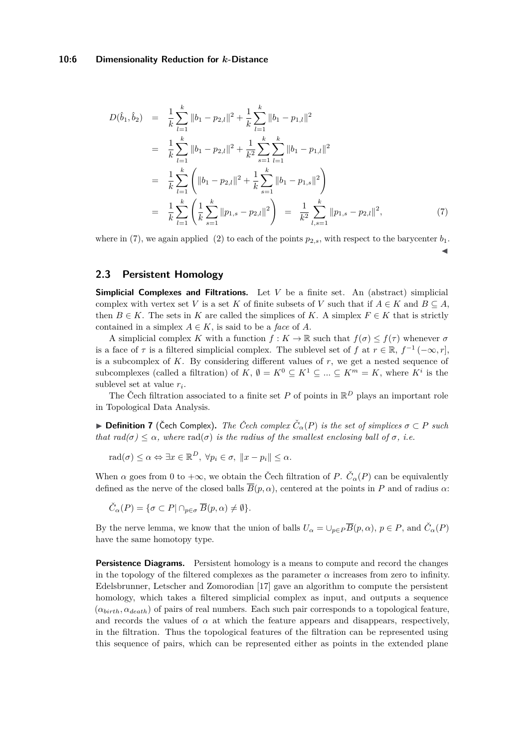$$
\begin{aligned}
D(\hat{b}_1, \hat{b}_2) &= \frac{1}{k}\sum_{l=1}^{k} \|b_1 - p_{2,l}\|^2 + \frac{1}{k}\sum_{l=1}^{k} \|b_1 - p_{1,l}\|^2 \\
&= \frac{1}{k}\sum_{l=1}^{k} \|b_1 - p_{2,l}\|^2 + \frac{1}{k^2}\sum_{s=1}^{k}\sum_{l=1}^{k} \|b_1 - p_{1,l}\|^2 \\
&= \frac{1}{k}\sum_{l=1}^{k} \left( \|b_1 - p_{2,l}\|^2 + \frac{1}{k}\sum_{s=1}^{k} \|b_1 - p_{1,s}\|^2 \right) \\
&= \frac{1}{k}\sum_{l=1}^{k} \left( \frac{1}{k}\sum_{s=1}^{k} \|p_{1,s} - p_{2,l}\|^2 \right) \;=\; \frac{1}{k^2}\sum_{l,s=1}^{k} \|p_{1,s} - p_{2,l}\|^2, \qquad (7)
\end{aligned}
$$

where in (7), we again applied (2) to each of the points $p_{2,s}$, with respect to the barycenter $b_1$. ◀

## 2.3 Persistent Homology

**Simplicial Complexes and Filtrations.** Let $V$ be a finite set. An (abstract) simplicial complex with vertex set $V$ is a set $K$ of finite subsets of $V$ such that if $A \in K$ and $B \subseteq A$, then $B \in K$. The sets in $K$ are called the simplices of $K$. A simplex $F \in K$ that is strictly contained in a simplex $A \in K$, is said to be a *face* of $A$.

A simplicial complex $K$ with a function $f : K \to \mathbb{R}$ such that $f(\sigma) \leq f(\tau)$ whenever $\sigma$ is a face of $\tau$ is a filtered simplicial complex. The sublevel set of $f$ at $r \in \mathbb{R}$, $f^{-1}(-\infty, r]$, is a subcomplex of $K$. By considering different values of $r$, we get a nested sequence of subcomplexes (called a filtration) of $K$, $\emptyset = K^0 \subseteq K^1 \subseteq ... \subseteq K^m = K$, where $K^i$ is the sublevel set at value $r_i$.

The Čech filtration associated to a finite set $P$ of points in $\mathbb{R}^D$ plays an important role in Topological Data Analysis.

▶ **Definition 7** (Čech Complex). *The Čech complex $\check{C}_\alpha(P)$ is the set of simplices $\sigma \subset P$ such that $rad(\sigma) \leq \alpha$, where* $\mathrm{rad}(\sigma)$ *is the radius of the smallest enclosing ball of $\sigma$, i.e.*

$$\mathrm{rad}(\sigma) \leq \alpha \Leftrightarrow \exists x \in \mathbb{R}^D,\ \forall p_i \in \sigma,\ \|x - p_i\| \leq \alpha.$$

When $\alpha$ goes from 0 to $+\infty$, we obtain the Čech filtration of $P$. $\check{C}_\alpha(P)$ can be equivalently defined as the nerve of the closed balls $\overline{B}(p, \alpha)$, centered at the points in $P$ and of radius $\alpha$:

$$\check{C}_\alpha(P) = \{\sigma \subset P | \cap_{p \in \sigma} \overline{B}(p, \alpha) \neq \emptyset\}.$$

By the nerve lemma, we know that the union of balls $U_\alpha = \cup_{p \in P} \overline{B}(p, \alpha)$, $p \in P$, and $\check{C}_\alpha(P)$ have the same homotopy type.

**Persistence Diagrams.** Persistent homology is a means to compute and record the changes in the topology of the filtered complexes as the parameter $\alpha$ increases from zero to infinity. Edelsbrunner, Letscher and Zomorodian [17] gave an algorithm to compute the persistent homology, which takes a filtered simplicial complex as input, and outputs a sequence $(\alpha_{birth}, \alpha_{death})$ of pairs of real numbers. Each such pair corresponds to a topological feature, and records the values of $\alpha$ at which the feature appears and disappears, respectively, in the filtration. Thus the topological features of the filtration can be represented using this sequence of pairs, which can be represented either as points in the extended plane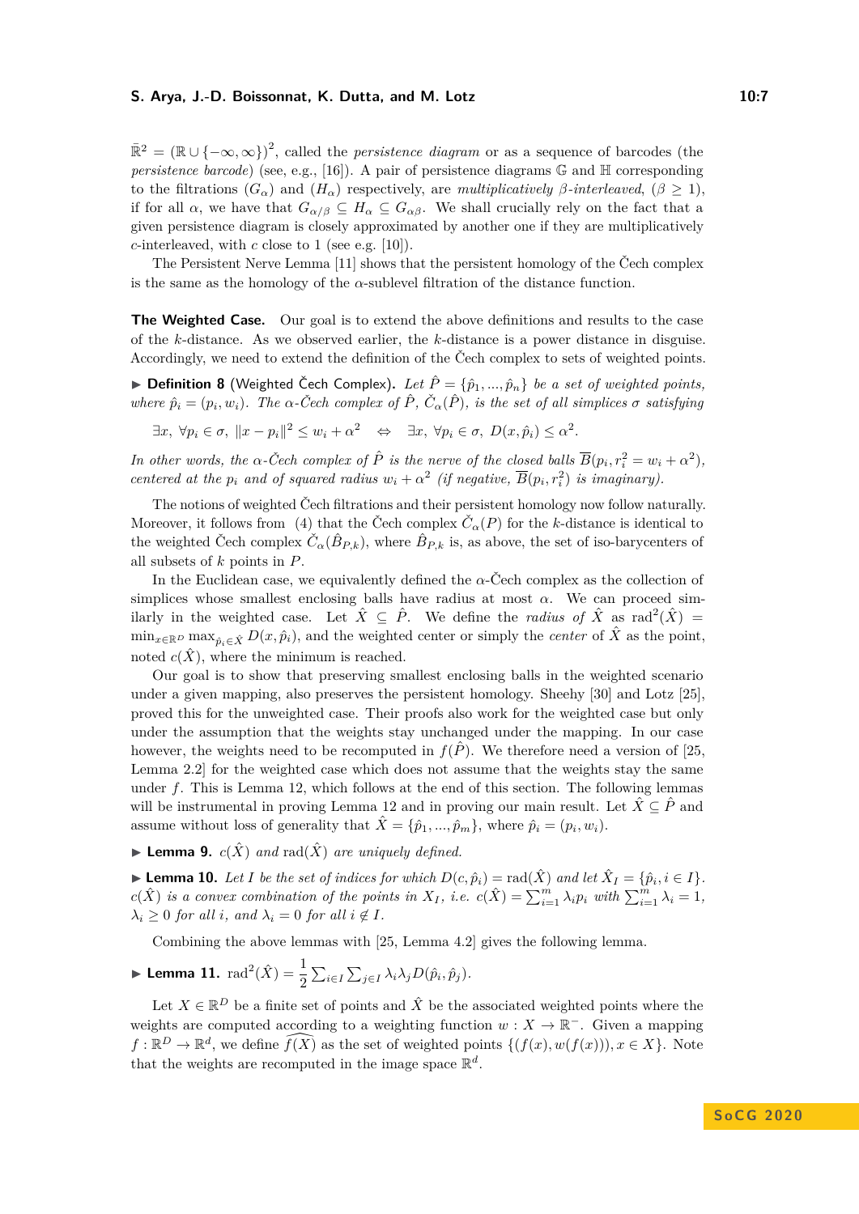$\bar{\mathbb{R}}^2 = (\mathbb{R} \cup \{-\infty, \infty\})^2$, called the *persistence diagram* or as a sequence of barcodes (the *persistence barcode*) (see, e.g., [16]). A pair of persistence diagrams $\mathbb{G}$ and $\mathbb{H}$ corresponding to the filtrations $(G_\alpha)$ and $(H_\alpha)$ respectively, are *multiplicatively $\beta$-interleaved*, $(\beta \geq 1)$, if for all $\alpha$, we have that $G_{\alpha/\beta} \subseteq H_\alpha \subseteq G_{\alpha\beta}$. We shall crucially rely on the fact that a given persistence diagram is closely approximated by another one if they are multiplicatively $c$-interleaved, with $c$ close to 1 (see e.g. [10]).

The Persistent Nerve Lemma [11] shows that the persistent homology of the Čech complex is the same as the homology of the $\alpha$-sublevel filtration of the distance function.

**The Weighted Case.** Our goal is to extend the above definitions and results to the case of the $k$-distance. As we observed earlier, the $k$-distance is a power distance in disguise. Accordingly, we need to extend the definition of the Čech complex to sets of weighted points.

▶ **Definition 8** (Weighted Čech Complex). *Let $\hat{P} = \{\hat{p}_1, ..., \hat{p}_n\}$ be a set of weighted points, where $\hat{p}_i = (p_i, w_i)$. The $\alpha$-Čech complex of $\hat{P}$, $\check{C}_\alpha(\hat{P})$, is the set of all simplices $\sigma$ satisfying*

$$\exists x,\ \forall p_i \in \sigma,\ \|x - p_i\|^2 \leq w_i + \alpha^2 \quad \Leftrightarrow \quad \exists x,\ \forall p_i \in \sigma,\ D(x, \hat{p}_i) \leq \alpha^2.$$

*In other words, the $\alpha$-Čech complex of $\hat{P}$ is the nerve of the closed balls $\overline{B}(p_i, r_i^2 = w_i + \alpha^2)$, centered at the $p_i$ and of squared radius $w_i + \alpha^2$ (if negative, $\overline{B}(p_i, r_i^2)$ is imaginary).*

The notions of weighted Čech filtrations and their persistent homology now follow naturally. Moreover, it follows from (4) that the Čech complex $\check{C}_\alpha(P)$ for the $k$-distance is identical to the weighted Čech complex $\check{C}_\alpha(\hat{B}_{P,k})$, where $\hat{B}_{P,k}$ is, as above, the set of iso-barycenters of all subsets of $k$ points in $P$.

In the Euclidean case, we equivalently defined the $\alpha$-Čech complex as the collection of simplices whose smallest enclosing balls have radius at most $\alpha$. We can proceed similarly in the weighted case. Let $\hat{X} \subseteq \hat{P}$. We define the *radius of* $\hat{X}$ as $\text{rad}^2(\hat{X}) = \min_{x \in \mathbb{R}^D} \max_{\hat{p}_i \in \hat{X}} D(x, \hat{p}_i)$, and the weighted center or simply the *center* of $\hat{X}$ as the point, noted $c(\hat{X})$, where the minimum is reached.

Our goal is to show that preserving smallest enclosing balls in the weighted scenario under a given mapping, also preserves the persistent homology. Sheehy [30] and Lotz [25], proved this for the unweighted case. Their proofs also work for the weighted case but only under the assumption that the weights stay unchanged under the mapping. In our case however, the weights need to be recomputed in $f(\hat{P})$. We therefore need a version of [25, Lemma 2.2] for the weighted case which does not assume that the weights stay the same under $f$. This is Lemma 12, which follows at the end of this section. The following lemmas will be instrumental in proving Lemma 12 and in proving our main result. Let $\hat{X} \subseteq \hat{P}$ and assume without loss of generality that $\hat{X} = \{\hat{p}_1, ..., \hat{p}_m\}$, where $\hat{p}_i = (p_i, w_i)$.

▶ **Lemma 9.** *$c(\hat{X})$ and $\text{rad}(\hat{X})$ are uniquely defined.*

▶ **Lemma 10.** *Let $I$ be the set of indices for which $D(c, \hat{p}_i) = \text{rad}(\hat{X})$ and let $\hat{X}_I = \{\hat{p}_i, i \in I\}$. $c(\hat{X})$ is a convex combination of the points in $X_I$, i.e. $c(\hat{X}) = \sum_{i=1}^m \lambda_i p_i$ with $\sum_{i=1}^m \lambda_i = 1$, $\lambda_i \geq 0$ for all $i$, and $\lambda_i = 0$ for all $i \notin I$.*

Combining the above lemmas with [25, Lemma 4.2] gives the following lemma.

▶ **Lemma 11.** $\text{rad}^2(\hat{X}) = \frac{1}{2} \sum_{i \in I} \sum_{j \in I} \lambda_i \lambda_j D(\hat{p}_i, \hat{p}_j)$.

Let $X \in \mathbb{R}^D$ be a finite set of points and $\hat{X}$ be the associated weighted points where the weights are computed according to a weighting function $w : X \to \mathbb{R}^-$. Given a mapping $f : \mathbb{R}^D \to \mathbb{R}^d$, we define $\widehat{f(X)}$ as the set of weighted points $\{(f(x), w(f(x))), x \in X\}$. Note that the weights are recomputed in the image space $\mathbb{R}^d$.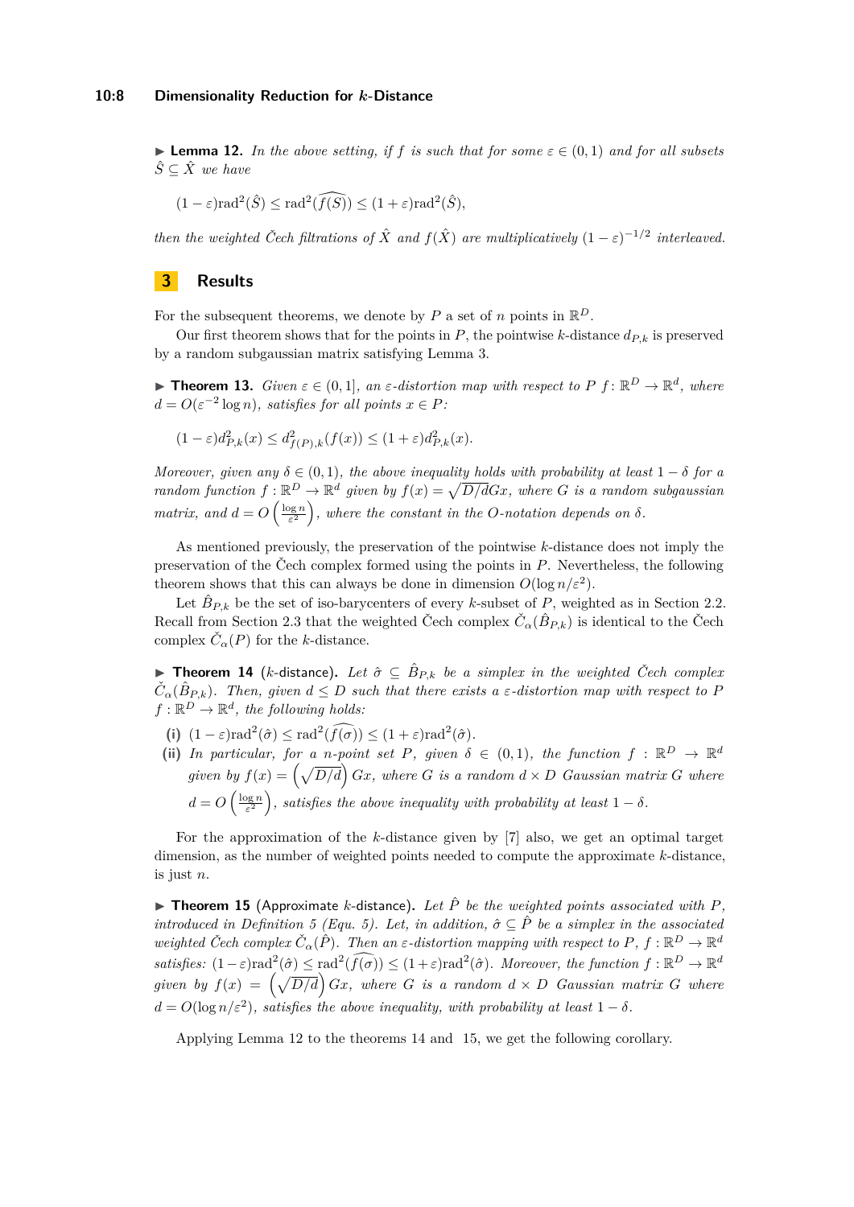▶ **Lemma 12.** *In the above setting, if $f$ is such that for some $\varepsilon \in (0,1)$ and for all subsets $\hat{S} \subseteq \hat{X}$ we have*

$$(1-\varepsilon)\mathrm{rad}^2(\hat{S}) \leq \mathrm{rad}^2(\widehat{f(S)}) \leq (1+\varepsilon)\mathrm{rad}^2(\hat{S}),$$

*then the weighted Čech filtrations of $\hat{X}$ and $f(\hat{X})$ are multiplicatively $(1-\varepsilon)^{-1/2}$ interleaved.*

## 3 Results

For the subsequent theorems, we denote by $P$ a set of $n$ points in $\mathbb{R}^D$.

Our first theorem shows that for the points in $P$, the pointwise $k$-distance $d_{P,k}$ is preserved by a random subgaussian matrix satisfying Lemma 3.

▶ **Theorem 13.** *Given $\varepsilon \in (0,1]$, an $\varepsilon$-distortion map with respect to $P$ $f \colon \mathbb{R}^D \to \mathbb{R}^d$, where $d = O(\varepsilon^{-2}\log n)$, satisfies for all points $x \in P$:*

$$(1-\varepsilon)d^2_{P,k}(x) \leq d^2_{f(P),k}(f(x)) \leq (1+\varepsilon)d^2_{P,k}(x).$$

*Moreover, given any $\delta \in (0,1)$, the above inequality holds with probability at least $1-\delta$ for a random function $f : \mathbb{R}^D \to \mathbb{R}^d$ given by $f(x) = \sqrt{D/d}Gx$, where $G$ is a random subgaussian matrix, and $d = O\left(\frac{\log n}{\varepsilon^2}\right)$, where the constant in the $O$-notation depends on $\delta$.*

As mentioned previously, the preservation of the pointwise $k$-distance does not imply the preservation of the Čech complex formed using the points in $P$. Nevertheless, the following theorem shows that this can always be done in dimension $O(\log n/\varepsilon^2)$.

Let $\hat{B}_{P,k}$ be the set of iso-barycenters of every $k$-subset of $P$, weighted as in Section 2.2. Recall from Section 2.3 that the weighted Čech complex $\check{C}_\alpha(\hat{B}_{P,k})$ is identical to the Čech complex $\check{C}_\alpha(P)$ for the $k$-distance.

▶ **Theorem 14** ($k$-distance)**.** *Let $\hat{\sigma} \subseteq \hat{B}_{P,k}$ be a simplex in the weighted Čech complex $\check{C}_\alpha(\hat{B}_{P,k})$. Then, given $d \leq D$ such that there exists a $\varepsilon$-distortion map with respect to $P$ $f : \mathbb{R}^D \to \mathbb{R}^d$, the following holds:*

**(i)** $(1-\varepsilon)\mathrm{rad}^2(\hat{\sigma}) \leq \mathrm{rad}^2(\widehat{f(\sigma)}) \leq (1+\varepsilon)\mathrm{rad}^2(\hat{\sigma})$.

**(ii)** *In particular, for a $n$-point set $P$, given $\delta \in (0,1)$, the function $f : \mathbb{R}^D \to \mathbb{R}^d$ given by $f(x) = \left(\sqrt{D/d}\right)Gx$, where $G$ is a random $d \times D$ Gaussian matrix $G$ where $d = O\left(\frac{\log n}{\varepsilon^2}\right)$, satisfies the above inequality with probability at least $1-\delta$.*

For the approximation of the $k$-distance given by [7] also, we get an optimal target dimension, as the number of weighted points needed to compute the approximate $k$-distance, is just $n$.

▶ **Theorem 15** (Approximate $k$-distance)**.** *Let $\hat{P}$ be the weighted points associated with $P$, introduced in Definition 5 (Equ. 5). Let, in addition, $\hat{\sigma} \subseteq \hat{P}$ be a simplex in the associated weighted Čech complex $\check{C}_\alpha(\hat{P})$. Then an $\varepsilon$-distortion mapping with respect to $P$, $f : \mathbb{R}^D \to \mathbb{R}^d$ satisfies: $(1-\varepsilon)\mathrm{rad}^2(\hat{\sigma}) \leq \mathrm{rad}^2(\widehat{f(\sigma)}) \leq (1+\varepsilon)\mathrm{rad}^2(\hat{\sigma})$. Moreover, the function $f : \mathbb{R}^D \to \mathbb{R}^d$ given by $f(x) = \left(\sqrt{D/d}\right)Gx$, where $G$ is a random $d \times D$ Gaussian matrix $G$ where $d = O(\log n/\varepsilon^2)$, satisfies the above inequality, with probability at least $1-\delta$.*

Applying Lemma 12 to the theorems 14 and 15, we get the following corollary.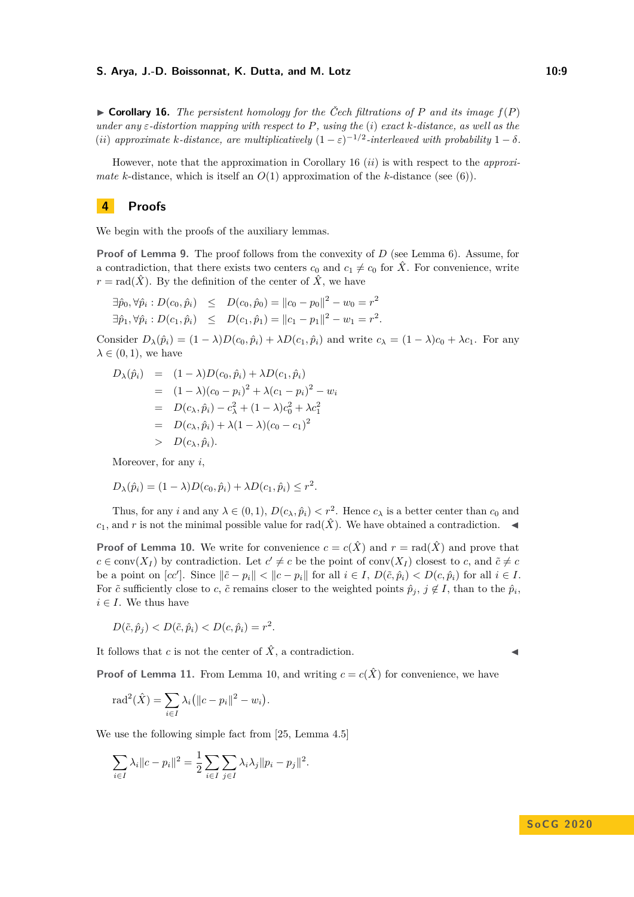▶ **Corollary 16.** *The persistent homology for the Čech filtrations of $P$ and its image $f(P)$ under any $\varepsilon$-distortion mapping with respect to $P$, using the (i) exact $k$-distance, as well as the (ii) approximate $k$-distance, are multiplicatively $(1-\varepsilon)^{-1/2}$-interleaved with probability $1-\delta$.*

However, note that the approximation in Corollary 16 $(ii)$ is with respect to the *approximate* $k$-distance, which is itself an $O(1)$ approximation of the $k$-distance (see (6)).

## 4 Proofs

We begin with the proofs of the auxiliary lemmas.

**Proof of Lemma 9.** The proof follows from the convexity of $D$ (see Lemma 6). Assume, for a contradiction, that there exists two centers $c_0$ and $c_1 \neq c_0$ for $\hat{X}$. For convenience, write $r = \mathrm{rad}(\hat{X})$. By the definition of the center of $\hat{X}$, we have

$$\begin{aligned}
\exists \hat{p}_0, \forall \hat{p}_i : D(c_0, \hat{p}_i) &\leq D(c_0, \hat{p}_0) = \|c_0 - p_0\|^2 - w_0 = r^2 \\
\exists \hat{p}_1, \forall \hat{p}_i : D(c_1, \hat{p}_i) &\leq D(c_1, \hat{p}_1) = \|c_1 - p_1\|^2 - w_1 = r^2.
\end{aligned}$$

Consider $D_\lambda(\hat{p}_i) = (1-\lambda)D(c_0, \hat{p}_i) + \lambda D(c_1, \hat{p}_i)$ and write $c_\lambda = (1-\lambda)c_0 + \lambda c_1$. For any $\lambda \in (0,1)$, we have

$$\begin{aligned}
D_\lambda(\hat{p}_i) &= (1-\lambda)D(c_0, \hat{p}_i) + \lambda D(c_1, \hat{p}_i) \\
&= (1-\lambda)(c_0 - p_i)^2 + \lambda(c_1 - p_i)^2 - w_i \\
&= D(c_\lambda, \hat{p}_i) - c_\lambda^2 + (1-\lambda)c_0^2 + \lambda c_1^2 \\
&= D(c_\lambda, \hat{p}_i) + \lambda(1-\lambda)(c_0 - c_1)^2 \\
&> D(c_\lambda, \hat{p}_i).
\end{aligned}$$

Moreover, for any $i$,

$$D_\lambda(\hat{p}_i) = (1-\lambda)D(c_0, \hat{p}_i) + \lambda D(c_1, \hat{p}_i) \leq r^2.$$

Thus, for any $i$ and any $\lambda \in (0,1)$, $D(c_\lambda, \hat{p}_i) < r^2$. Hence $c_\lambda$ is a better center than $c_0$ and $c_1$, and $r$ is not the minimal possible value for $\mathrm{rad}(\hat{X})$. We have obtained a contradiction. ◀

**Proof of Lemma 10.** We write for convenience $c = c(\hat{X})$ and $r = \mathrm{rad}(\hat{X})$ and prove that $c \in \mathrm{conv}(X_I)$ by contradiction. Let $c' \neq c$ be the point of $\mathrm{conv}(X_I)$ closest to $c$, and $\tilde{c} \neq c$ be a point on $[cc']$. Since $\|\tilde{c} - p_i\| < \|c - p_i\|$ for all $i \in I$, $D(\tilde{c}, \hat{p}_i) < D(c, \hat{p}_i)$ for all $i \in I$. For $\tilde{c}$ sufficiently close to $c$, $\tilde{c}$ remains closer to the weighted points $\hat{p}_j$, $j \notin I$, than to the $\hat{p}_i$, $i \in I$. We thus have

$$D(\tilde{c}, \hat{p}_j) < D(\tilde{c}, \hat{p}_i) < D(c, \hat{p}_i) = r^2.$$

It follows that $c$ is not the center of $\hat{X}$, a contradiction. ◀

**Proof of Lemma 11.** From Lemma 10, and writing $c = c(\hat{X})$ for convenience, we have

$$\mathrm{rad}^2(\hat{X}) = \sum_{i \in I} \lambda_i \big(\|c - p_i\|^2 - w_i\big).$$

We use the following simple fact from [25, Lemma 4.5]

$$\sum_{i \in I} \lambda_i \|c - p_i\|^2 = \frac{1}{2} \sum_{i \in I} \sum_{j \in I} \lambda_i \lambda_j \|p_i - p_j\|^2.$$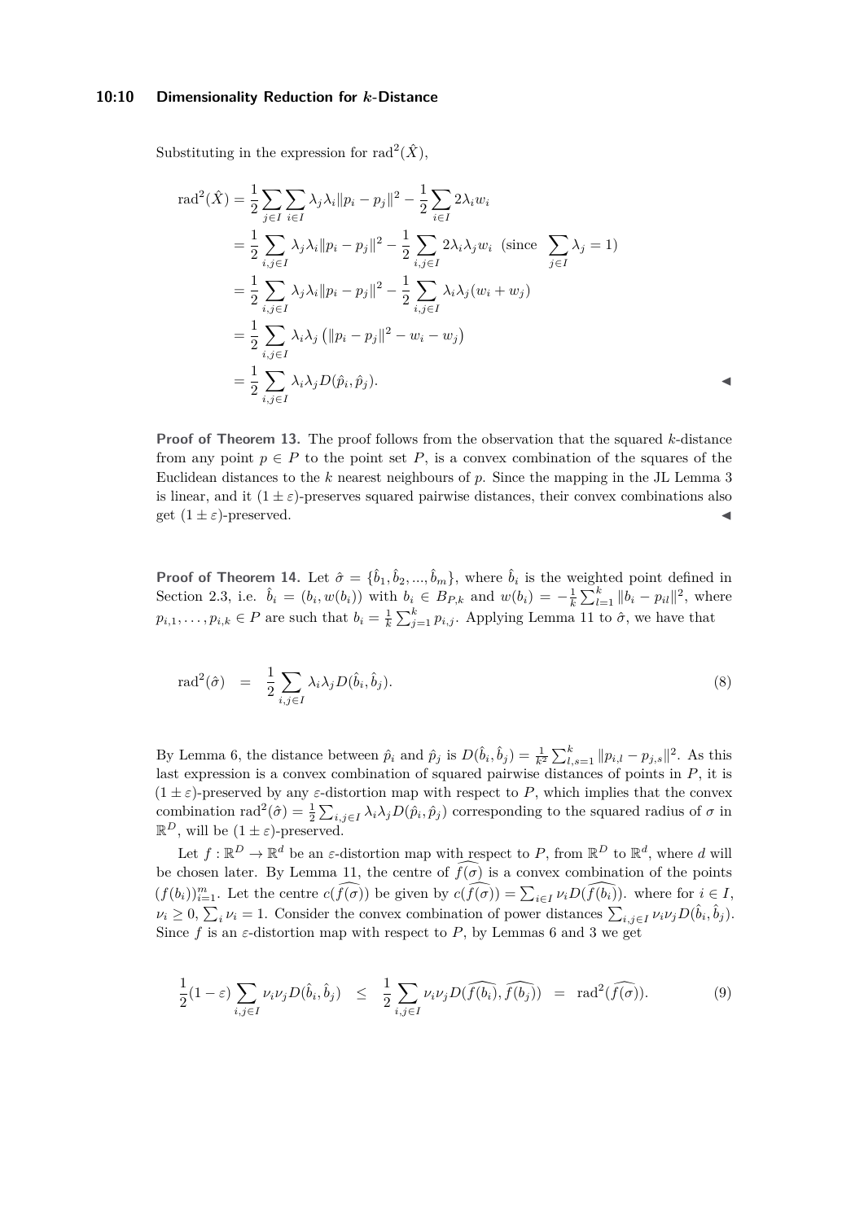Substituting in the expression for $\mathrm{rad}^2(\hat{X})$,

$$
\begin{aligned}
\mathrm{rad}^2(\hat{X}) &= \frac{1}{2}\sum_{j\in I}\sum_{i\in I}\lambda_j\lambda_i\|p_i-p_j\|^2 - \frac{1}{2}\sum_{i\in I}2\lambda_i w_i \\
&= \frac{1}{2}\sum_{i,j\in I}\lambda_j\lambda_i\|p_i-p_j\|^2 - \frac{1}{2}\sum_{i,j\in I}2\lambda_i\lambda_j w_i \quad (\text{since } \sum_{j\in I}\lambda_j = 1) \\
&= \frac{1}{2}\sum_{i,j\in I}\lambda_j\lambda_i\|p_i-p_j\|^2 - \frac{1}{2}\sum_{i,j\in I}\lambda_i\lambda_j(w_i+w_j) \\
&= \frac{1}{2}\sum_{i,j\in I}\lambda_i\lambda_j\left(\|p_i-p_j\|^2 - w_i - w_j\right) \\
&= \frac{1}{2}\sum_{i,j\in I}\lambda_i\lambda_j D(\hat{p}_i,\hat{p}_j).
\end{aligned}
$$

◀

**Proof of Theorem 13.** The proof follows from the observation that the squared $k$-distance from any point $p \in P$ to the point set $P$, is a convex combination of the squares of the Euclidean distances to the $k$ nearest neighbours of $p$. Since the mapping in the JL Lemma 3 is linear, and it $(1 \pm \varepsilon)$-preserves squared pairwise distances, their convex combinations also get $(1 \pm \varepsilon)$-preserved. ◀

**Proof of Theorem 14.** Let $\hat{\sigma} = \{\hat{b}_1, \hat{b}_2, ..., \hat{b}_m\}$, where $\hat{b}_i$ is the weighted point defined in Section 2.3, i.e. $\hat{b}_i = (b_i, w(b_i))$ with $b_i \in B_{P,k}$ and $w(b_i) = -\frac{1}{k}\sum_{l=1}^{k}\|b_i - p_{il}\|^2$, where $p_{i,1},\ldots,p_{i,k} \in P$ are such that $b_i = \frac{1}{k}\sum_{j=1}^{k} p_{i,j}$. Applying Lemma 11 to $\hat{\sigma}$, we have that

$$
\mathrm{rad}^2(\hat{\sigma}) \;=\; \frac{1}{2}\sum_{i,j\in I}\lambda_i\lambda_j D(\hat{b}_i,\hat{b}_j). \tag{8}
$$

By Lemma 6, the distance between $\hat{p}_i$ and $\hat{p}_j$ is $D(\hat{b}_i,\hat{b}_j) = \frac{1}{k^2}\sum_{l,s=1}^{k}\|p_{i,l} - p_{j,s}\|^2$. As this last expression is a convex combination of squared pairwise distances of points in $P$, it is $(1 \pm \varepsilon)$-preserved by any $\varepsilon$-distortion map with respect to $P$, which implies that the convex combination $\mathrm{rad}^2(\hat{\sigma}) = \frac{1}{2}\sum_{i,j\in I}\lambda_i\lambda_j D(\hat{p}_i,\hat{p}_j)$ corresponding to the squared radius of $\sigma$ in $\mathbb{R}^D$, will be $(1 \pm \varepsilon)$-preserved.

Let $f : \mathbb{R}^D \to \mathbb{R}^d$ be an $\varepsilon$-distortion map with respect to $P$, from $\mathbb{R}^D$ to $\mathbb{R}^d$, where $d$ will be chosen later. By Lemma 11, the centre of $\widehat{f(\sigma)}$ is a convex combination of the points $(f(b_i))_{i=1}^{m}$. Let the centre $c(\widehat{f(\sigma)})$ be given by $c(\widehat{f(\sigma)}) = \sum_{i\in I}\nu_i D(\widehat{f(b_i)})$. where for $i \in I$, $\nu_i \geq 0$, $\sum_i \nu_i = 1$. Consider the convex combination of power distances $\sum_{i,j\in I}\nu_i\nu_j D(\hat{b}_i,\hat{b}_j)$. Since $f$ is an $\varepsilon$-distortion map with respect to $P$, by Lemmas 6 and 3 we get

$$
\frac{1}{2}(1-\varepsilon)\sum_{i,j\in I}\nu_i\nu_j D(\hat{b}_i,\hat{b}_j) \;\leq\; \frac{1}{2}\sum_{i,j\in I}\nu_i\nu_j D(\widehat{f(b_i)},\widehat{f(b_j)}) \;=\; \mathrm{rad}^2(\widehat{f(\sigma)}). \tag{9}
$$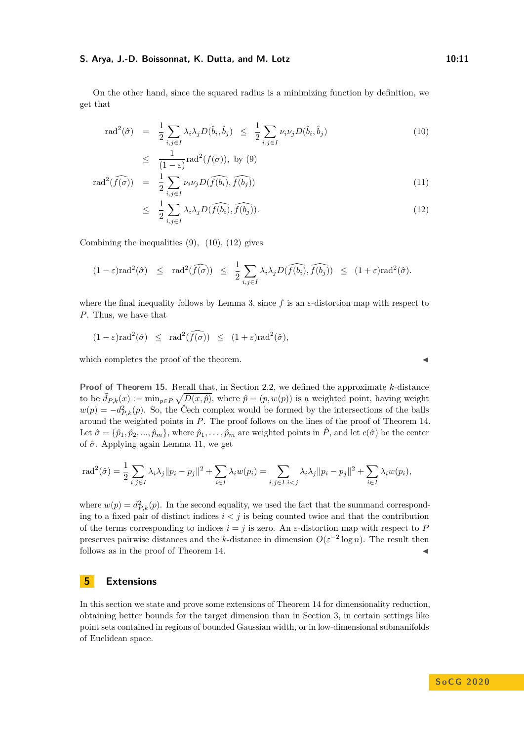On the other hand, since the squared radius is a minimizing function by definition, we get that

$$\begin{aligned}
\mathrm{rad}^2(\hat{\sigma}) &= \frac{1}{2}\sum_{i,j\in I}\lambda_i\lambda_j D(\hat{b}_i,\hat{b}_j) \;\leq\; \frac{1}{2}\sum_{i,j\in I}\nu_i\nu_j D(\hat{b}_i,\hat{b}_j) &(10)\\
&\leq \frac{1}{(1-\varepsilon)}\mathrm{rad}^2(f(\sigma)), \text{ by (9)} \\
\mathrm{rad}^2(\widehat{f(\sigma)}) &= \frac{1}{2}\sum_{i,j\in I}\nu_i\nu_j D(\widehat{f(b_i)},\widehat{f(b_j)}) &(11)\\
&\leq \frac{1}{2}\sum_{i,j\in I}\lambda_i\lambda_j D(\widehat{f(b_i)},\widehat{f(b_j)}). &(12)
\end{aligned}$$

Combining the inequalities (9), (10), (12) gives

$$(1-\varepsilon)\mathrm{rad}^2(\hat{\sigma}) \;\leq\; \mathrm{rad}^2(\widehat{f(\sigma)}) \;\leq\; \frac{1}{2}\sum_{i,j\in I}\lambda_i\lambda_j D(\widehat{f(b_i)},\widehat{f(b_j)}) \;\leq\; (1+\varepsilon)\mathrm{rad}^2(\hat{\sigma}).$$

where the final inequality follows by Lemma 3, since $f$ is an $\varepsilon$-distortion map with respect to $P$. Thus, we have that

$$(1-\varepsilon)\mathrm{rad}^2(\hat{\sigma}) \;\leq\; \mathrm{rad}^2(\widehat{f(\sigma)}) \;\leq\; (1+\varepsilon)\mathrm{rad}^2(\hat{\sigma}),$$

which completes the proof of the theorem. ◀

**Proof of Theorem 15.** Recall that, in Section 2.2, we defined the approximate $k$-distance to be $\tilde{d}_{P,k}(x) := \min_{p\in P}\sqrt{D(x,\hat{p})}$, where $\hat{p} = (p, w(p))$ is a weighted point, having weight $w(p) = -d^2_{P,k}(p)$. So, the Čech complex would be formed by the intersections of the balls around the weighted points in $P$. The proof follows on the lines of the proof of Theorem 14. Let $\hat{\sigma} = \{\hat{p}_1, \hat{p}_2, ..., \hat{p}_m\}$, where $\hat{p}_1, \ldots, \hat{p}_m$ are weighted points in $\hat{P}$, and let $c(\hat{\sigma})$ be the center of $\hat{\sigma}$. Applying again Lemma 11, we get

$$\mathrm{rad}^2(\hat{\sigma}) = \frac{1}{2}\sum_{i,j\in I}\lambda_i\lambda_j\|p_i-p_j\|^2 + \sum_{i\in I}\lambda_i w(p_i) = \sum_{i,j\in I; i<j}\lambda_i\lambda_j\|p_i-p_j\|^2 + \sum_{i\in I}\lambda_i w(p_i),$$

where $w(p) = d^2_{P,k}(p)$. In the second equality, we used the fact that the summand corresponding to a fixed pair of distinct indices $i < j$ is being counted twice and that the contribution of the terms corresponding to indices $i = j$ is zero. An $\varepsilon$-distortion map with respect to $P$ preserves pairwise distances and the $k$-distance in dimension $O(\varepsilon^{-2}\log n)$. The result then follows as in the proof of Theorem 14. ◀

# 5 Extensions

In this section we state and prove some extensions of Theorem 14 for dimensionality reduction, obtaining better bounds for the target dimension than in Section 3, in certain settings like point sets contained in regions of bounded Gaussian width, or in low-dimensional submanifolds of Euclidean space.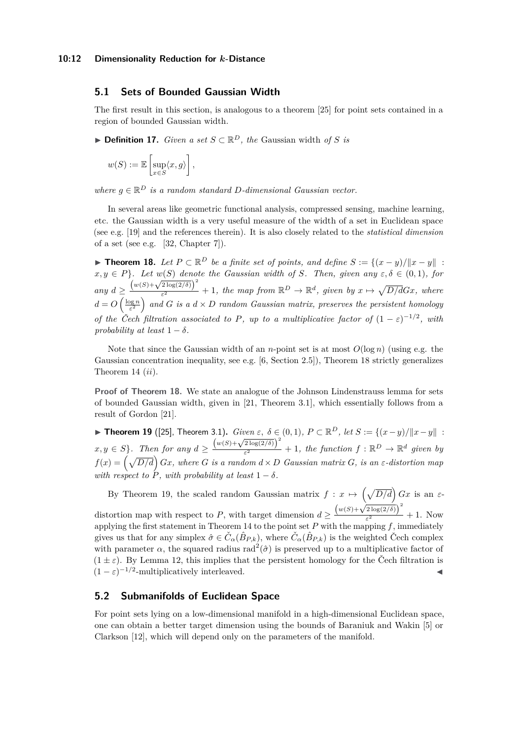## 5.1 Sets of Bounded Gaussian Width

The first result in this section, is analogous to a theorem [25] for point sets contained in a region of bounded Gaussian width.

▶ **Definition 17.** *Given a set $S \subset \mathbb{R}^D$, the* Gaussian width *of $S$ is*

$$w(S) := \mathbb{E}\left[\sup_{x\in S}\langle x, g\rangle\right],$$

*where $g \in \mathbb{R}^D$ is a random standard $D$-dimensional Gaussian vector.*

In several areas like geometric functional analysis, compressed sensing, machine learning, etc. the Gaussian width is a very useful measure of the width of a set in Euclidean space (see e.g. [19] and the references therein). It is also closely related to the *statistical dimension* of a set (see e.g. [32, Chapter 7]).

▶ **Theorem 18.** *Let $P \subset \mathbb{R}^D$ be a finite set of points, and define $S := \{(x-y)/\|x-y\| : x, y \in P\}$. Let $w(S)$ denote the Gaussian width of $S$. Then, given any $\varepsilon, \delta \in (0,1)$, for any $d \geq \frac{\left(w(S)+\sqrt{2\log(2/\delta)}\right)^2}{\varepsilon^2} + 1$, the map from $\mathbb{R}^D \to \mathbb{R}^d$, given by $x \mapsto \sqrt{D/d}Gx$, where $d = O\left(\frac{\log n}{\varepsilon^2}\right)$ and $G$ is a $d \times D$ random Gaussian matrix, preserves the persistent homology of the Čech filtration associated to $P$, up to a multiplicative factor of $(1-\varepsilon)^{-1/2}$, with probability at least $1-\delta$.*

Note that since the Gaussian width of an $n$-point set is at most $O(\log n)$ (using e.g. the Gaussian concentration inequality, see e.g. [6, Section 2.5]), Theorem 18 strictly generalizes Theorem 14 (*ii*).

**Proof of Theorem 18.** We state an analogue of the Johnson Lindenstrauss lemma for sets of bounded Gaussian width, given in [21, Theorem 3.1], which essentially follows from a result of Gordon [21].

▶ **Theorem 19** ([25], Theorem 3.1)**.** *Given $\varepsilon$, $\delta \in (0,1)$, $P \subset \mathbb{R}^D$, let $S := \{(x-y)/\|x-y\| : x, y \in S\}$. Then for any $d \geq \frac{\left(w(S)+\sqrt{2\log(2/\delta)}\right)^2}{\varepsilon^2} + 1$, the function $f : \mathbb{R}^D \to \mathbb{R}^d$ given by $f(x) = \left(\sqrt{D/d}\right) Gx$, where $G$ is a random $d \times D$ Gaussian matrix $G$, is an $\varepsilon$-distortion map with respect to $P$, with probability at least $1-\delta$.*

By Theorem 19, the scaled random Gaussian matrix $f : x \mapsto \left(\sqrt{D/d}\right) Gx$ is an $\varepsilon$-distortion map with respect to $P$, with target dimension $d \geq \frac{\left(w(S)+\sqrt{2\log(2/\delta)}\right)^2}{\varepsilon^2} + 1$. Now applying the first statement in Theorem 14 to the point set $P$ with the mapping $f$, immediately gives us that for any simplex $\hat{\sigma} \in \check{C}_\alpha(\hat{B}_{P,k})$, where $\check{C}_\alpha(\hat{B}_{P,k})$ is the weighted Čech complex with parameter $\alpha$, the squared radius $\mathrm{rad}^2(\hat{\sigma})$ is preserved up to a multiplicative factor of $(1 \pm \varepsilon)$. By Lemma 12, this implies that the persistent homology for the Čech filtration is $(1-\varepsilon)^{-1/2}$-multiplicatively interleaved. ◀

## 5.2 Submanifolds of Euclidean Space

For point sets lying on a low-dimensional manifold in a high-dimensional Euclidean space, one can obtain a better target dimension using the bounds of Baraniuk and Wakin [5] or Clarkson [12], which will depend only on the parameters of the manifold.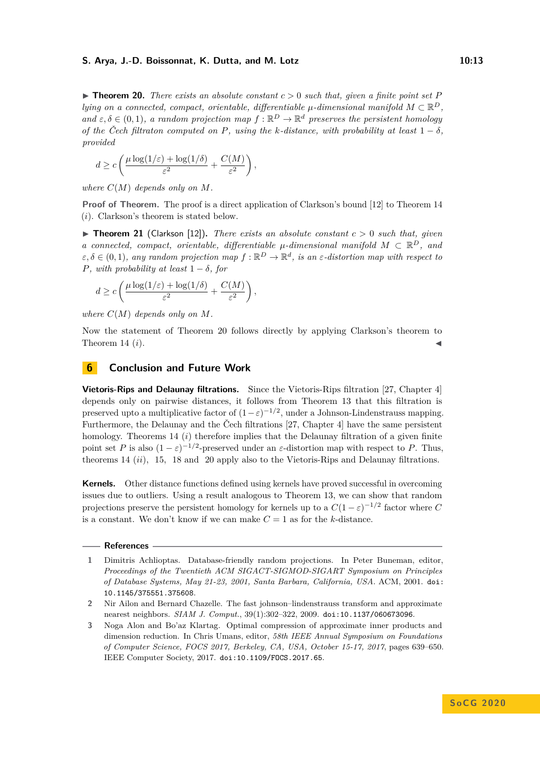▶ **Theorem 20.** *There exists an absolute constant $c > 0$ such that, given a finite point set $P$ lying on a connected, compact, orientable, differentiable $\mu$-dimensional manifold $M \subset \mathbb{R}^D$, and $\varepsilon, \delta \in (0, 1)$, a random projection map $f : \mathbb{R}^D \to \mathbb{R}^d$ preserves the persistent homology of the Čech filtraton computed on $P$, using the $k$-distance, with probability at least $1 - \delta$, provided*

$$d \geq c\left(\frac{\mu \log(1/\varepsilon) + \log(1/\delta)}{\varepsilon^2} + \frac{C(M)}{\varepsilon^2}\right),$$

*where $C(M)$ depends only on $M$.*

**Proof of Theorem.** The proof is a direct application of Clarkson's bound [12] to Theorem 14 $(i)$. Clarkson's theorem is stated below.

▶ **Theorem 21** (Clarkson [12])**.** *There exists an absolute constant $c > 0$ such that, given a connected, compact, orientable, differentiable $\mu$-dimensional manifold $M \subset \mathbb{R}^D$, and $\varepsilon, \delta \in (0, 1)$, any random projection map $f : \mathbb{R}^D \to \mathbb{R}^d$, is an $\varepsilon$-distortion map with respect to $P$, with probability at least $1 - \delta$, for*

$$d \geq c\left(\frac{\mu \log(1/\varepsilon) + \log(1/\delta)}{\varepsilon^2} + \frac{C(M)}{\varepsilon^2}\right),$$

*where $C(M)$ depends only on $M$.*

Now the statement of Theorem 20 follows directly by applying Clarkson's theorem to Theorem 14 $(i)$. ◀

## 6 Conclusion and Future Work

**Vietoris-Rips and Delaunay filtrations.** Since the Vietoris-Rips filtration [27, Chapter 4] depends only on pairwise distances, it follows from Theorem 13 that this filtration is preserved upto a multiplicative factor of $(1-\varepsilon)^{-1/2}$, under a Johnson-Lindenstrauss mapping. Furthermore, the Delaunay and the Čech filtrations [27, Chapter 4] have the same persistent homology. Theorems 14 $(i)$ therefore implies that the Delaunay filtration of a given finite point set $P$ is also $(1-\varepsilon)^{-1/2}$-preserved under an $\varepsilon$-distortion map with respect to $P$. Thus, theorems 14 $(ii)$, 15, 18 and 20 apply also to the Vietoris-Rips and Delaunay filtrations.

**Kernels.** Other distance functions defined using kernels have proved successful in overcoming issues due to outliers. Using a result analogous to Theorem 13, we can show that random projections preserve the persistent homology for kernels up to a $C(1-\varepsilon)^{-1/2}$ factor where $C$ is a constant. We don't know if we can make $C = 1$ as for the $k$-distance.

## References

1. Dimitris Achlioptas. Database-friendly random projections. In Peter Buneman, editor, *Proceedings of the Twentieth ACM SIGACT-SIGMOD-SIGART Symposium on Principles of Database Systems, May 21-23, 2001, Santa Barbara, California, USA*. ACM, 2001. doi:10.1145/375551.375608.
2. Nir Ailon and Bernard Chazelle. The fast johnson–lindenstrauss transform and approximate nearest neighbors. *SIAM J. Comput.*, 39(1):302–322, 2009. doi:10.1137/060673096.
3. Noga Alon and Bo'az Klartag. Optimal compression of approximate inner products and dimension reduction. In Chris Umans, editor, *58th IEEE Annual Symposium on Foundations of Computer Science, FOCS 2017, Berkeley, CA, USA, October 15-17, 2017*, pages 639–650. IEEE Computer Society, 2017. doi:10.1109/FOCS.2017.65.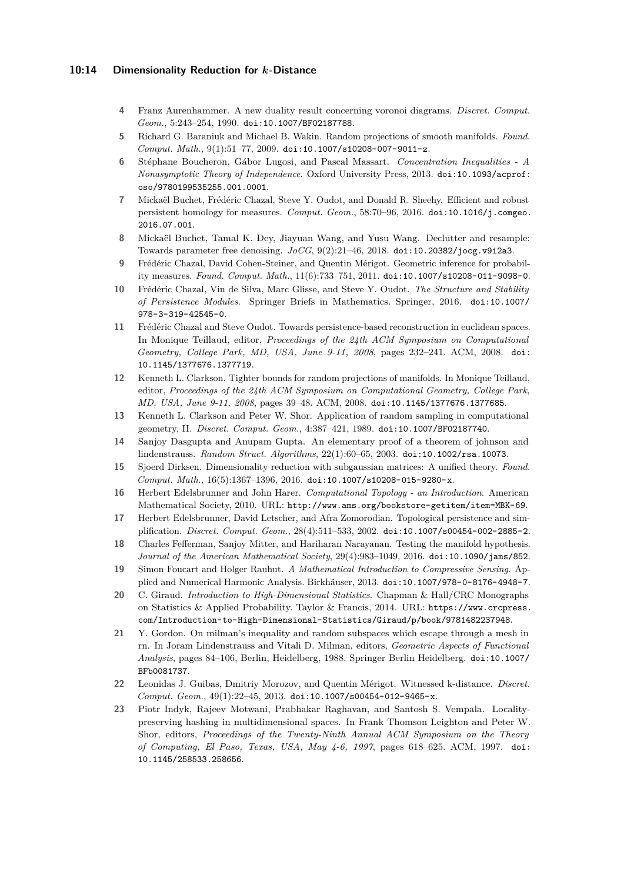4. Franz Aurenhammer. A new duality result concerning voronoi diagrams. *Discret. Comput. Geom.*, 5:243–254, 1990. doi:10.1007/BF02187788.
5. Richard G. Baraniuk and Michael B. Wakin. Random projections of smooth manifolds. *Found. Comput. Math.*, 9(1):51–77, 2009. doi:10.1007/s10208-007-9011-z.
6. Stéphane Boucheron, Gábor Lugosi, and Pascal Massart. *Concentration Inequalities - A Nonasymptotic Theory of Independence*. Oxford University Press, 2013. doi:10.1093/acprof:oso/9780199535255.001.0001.
7. Mickaël Buchet, Frédéric Chazal, Steve Y. Oudot, and Donald R. Sheehy. Efficient and robust persistent homology for measures. *Comput. Geom.*, 58:70–96, 2016. doi:10.1016/j.comgeo.2016.07.001.
8. Mickaël Buchet, Tamal K. Dey, Jiayuan Wang, and Yusu Wang. Declutter and resample: Towards parameter free denoising. *JoCG*, 9(2):21–46, 2018. doi:10.20382/jocg.v9i2a3.
9. Frédéric Chazal, David Cohen-Steiner, and Quentin Mérigot. Geometric inference for probability measures. *Found. Comput. Math.*, 11(6):733–751, 2011. doi:10.1007/s10208-011-9098-0.
10. Frédéric Chazal, Vin de Silva, Marc Glisse, and Steve Y. Oudot. *The Structure and Stability of Persistence Modules*. Springer Briefs in Mathematics. Springer, 2016. doi:10.1007/978-3-319-42545-0.
11. Frédéric Chazal and Steve Oudot. Towards persistence-based reconstruction in euclidean spaces. In Monique Teillaud, editor, *Proceedings of the 24th ACM Symposium on Computational Geometry, College Park, MD, USA, June 9-11, 2008*, pages 232–241. ACM, 2008. doi:10.1145/1377676.1377719.
12. Kenneth L. Clarkson. Tighter bounds for random projections of manifolds. In Monique Teillaud, editor, *Proceedings of the 24th ACM Symposium on Computational Geometry, College Park, MD, USA, June 9-11, 2008*, pages 39–48. ACM, 2008. doi:10.1145/1377676.1377685.
13. Kenneth L. Clarkson and Peter W. Shor. Application of random sampling in computational geometry, II. *Discret. Comput. Geom.*, 4:387–421, 1989. doi:10.1007/BF02187740.
14. Sanjoy Dasgupta and Anupam Gupta. An elementary proof of a theorem of johnson and lindenstrauss. *Random Struct. Algorithms*, 22(1):60–65, 2003. doi:10.1002/rsa.10073.
15. Sjoerd Dirksen. Dimensionality reduction with subgaussian matrices: A unified theory. *Found. Comput. Math.*, 16(5):1367–1396, 2016. doi:10.1007/s10208-015-9280-x.
16. Herbert Edelsbrunner and John Harer. *Computational Topology - an Introduction*. American Mathematical Society, 2010. URL: http://www.ams.org/bookstore-getitem/item=MBK-69.
17. Herbert Edelsbrunner, David Letscher, and Afra Zomorodian. Topological persistence and simplification. *Discret. Comput. Geom.*, 28(4):511–533, 2002. doi:10.1007/s00454-002-2885-2.
18. Charles Fefferman, Sanjoy Mitter, and Hariharan Narayanan. Testing the manifold hypothesis. *Journal of the American Mathematical Society*, 29(4):983–1049, 2016. doi:10.1090/jams/852.
19. Simon Foucart and Holger Rauhut. *A Mathematical Introduction to Compressive Sensing*. Applied and Numerical Harmonic Analysis. Birkhäuser, 2013. doi:10.1007/978-0-8176-4948-7.
20. C. Giraud. *Introduction to High-Dimensional Statistics*. Chapman & Hall/CRC Monographs on Statistics & Applied Probability. Taylor & Francis, 2014. URL: https://www.crcpress.com/Introduction-to-High-Dimensional-Statistics/Giraud/p/book/9781482237948.
21. Y. Gordon. On milman's inequality and random subspaces which escape through a mesh in rn. In Joram Lindenstrauss and Vitali D. Milman, editors, *Geometric Aspects of Functional Analysis*, pages 84–106, Berlin, Heidelberg, 1988. Springer Berlin Heidelberg. doi:10.1007/BFb0081737.
22. Leonidas J. Guibas, Dmitriy Morozov, and Quentin Mérigot. Witnessed k-distance. *Discret. Comput. Geom.*, 49(1):22–45, 2013. doi:10.1007/s00454-012-9465-x.
23. Piotr Indyk, Rajeev Motwani, Prabhakar Raghavan, and Santosh S. Vempala. Locality-preserving hashing in multidimensional spaces. In Frank Thomson Leighton and Peter W. Shor, editors, *Proceedings of the Twenty-Ninth Annual ACM Symposium on the Theory of Computing, El Paso, Texas, USA, May 4-6, 1997*, pages 618–625. ACM, 1997. doi:10.1145/258533.258656.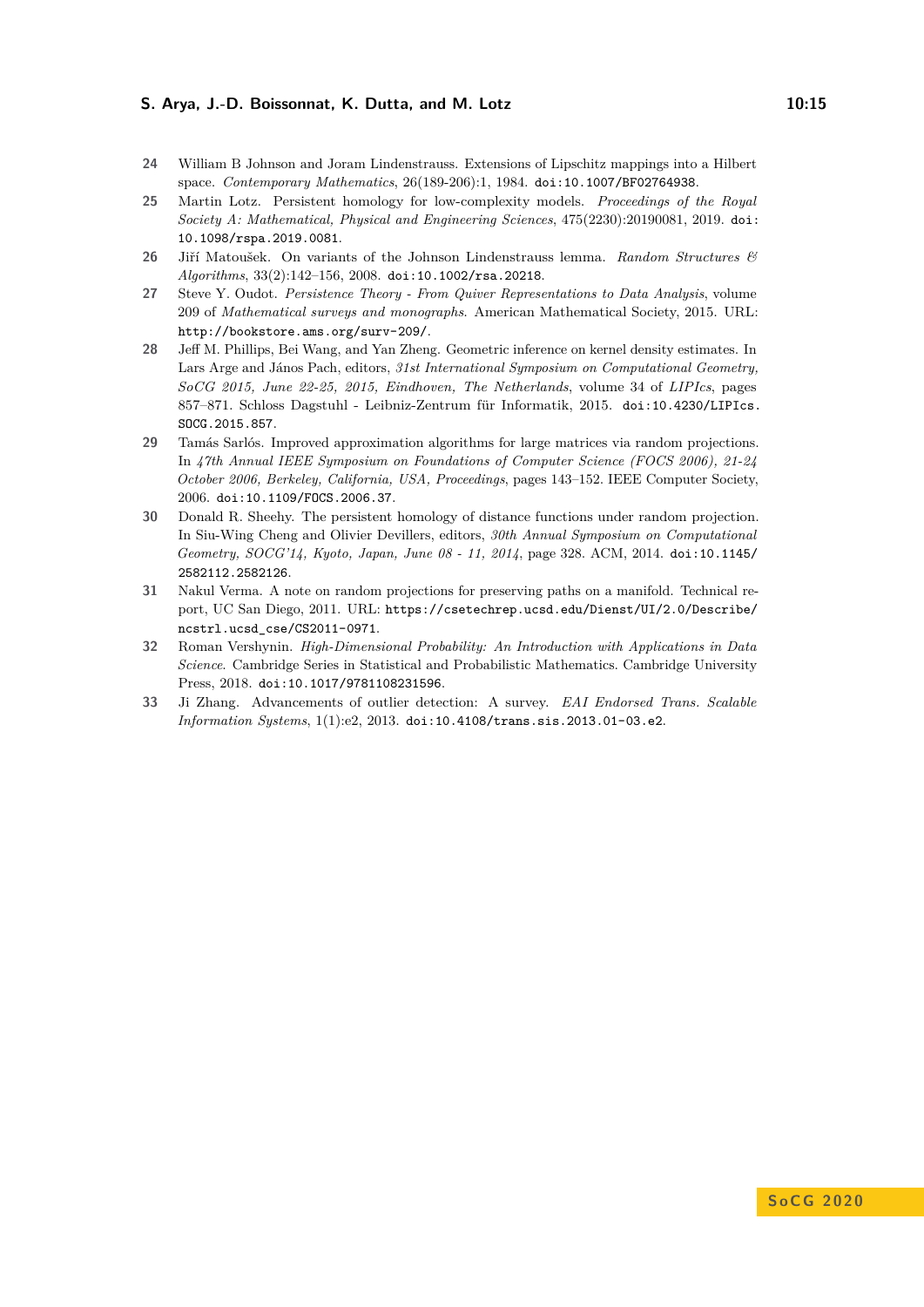24 William B Johnson and Joram Lindenstrauss. Extensions of Lipschitz mappings into a Hilbert space. *Contemporary Mathematics*, 26(189-206):1, 1984. doi:10.1007/BF02764938.

25 Martin Lotz. Persistent homology for low-complexity models. *Proceedings of the Royal Society A: Mathematical, Physical and Engineering Sciences*, 475(2230):20190081, 2019. doi:10.1098/rspa.2019.0081.

26 Jiří Matoušek. On variants of the Johnson Lindenstrauss lemma. *Random Structures & Algorithms*, 33(2):142–156, 2008. doi:10.1002/rsa.20218.

27 Steve Y. Oudot. *Persistence Theory - From Quiver Representations to Data Analysis*, volume 209 of *Mathematical surveys and monographs*. American Mathematical Society, 2015. URL: http://bookstore.ams.org/surv-209/.

28 Jeff M. Phillips, Bei Wang, and Yan Zheng. Geometric inference on kernel density estimates. In Lars Arge and János Pach, editors, *31st International Symposium on Computational Geometry, SoCG 2015, June 22-25, 2015, Eindhoven, The Netherlands*, volume 34 of *LIPIcs*, pages 857–871. Schloss Dagstuhl - Leibniz-Zentrum für Informatik, 2015. doi:10.4230/LIPIcs.SOCG.2015.857.

29 Tamás Sarlós. Improved approximation algorithms for large matrices via random projections. In *47th Annual IEEE Symposium on Foundations of Computer Science (FOCS 2006), 21-24 October 2006, Berkeley, California, USA, Proceedings*, pages 143–152. IEEE Computer Society, 2006. doi:10.1109/FOCS.2006.37.

30 Donald R. Sheehy. The persistent homology of distance functions under random projection. In Siu-Wing Cheng and Olivier Devillers, editors, *30th Annual Symposium on Computational Geometry, SOCG'14, Kyoto, Japan, June 08 - 11, 2014*, page 328. ACM, 2014. doi:10.1145/2582112.2582126.

31 Nakul Verma. A note on random projections for preserving paths on a manifold. Technical report, UC San Diego, 2011. URL: https://csetechrep.ucsd.edu/Dienst/UI/2.0/Describe/ncstrl.ucsd_cse/CS2011-0971.

32 Roman Vershynin. *High-Dimensional Probability: An Introduction with Applications in Data Science*. Cambridge Series in Statistical and Probabilistic Mathematics. Cambridge University Press, 2018. doi:10.1017/9781108231596.

33 Ji Zhang. Advancements of outlier detection: A survey. *EAI Endorsed Trans. Scalable Information Systems*, 1(1):e2, 2013. doi:10.4108/trans.sis.2013.01-03.e2.